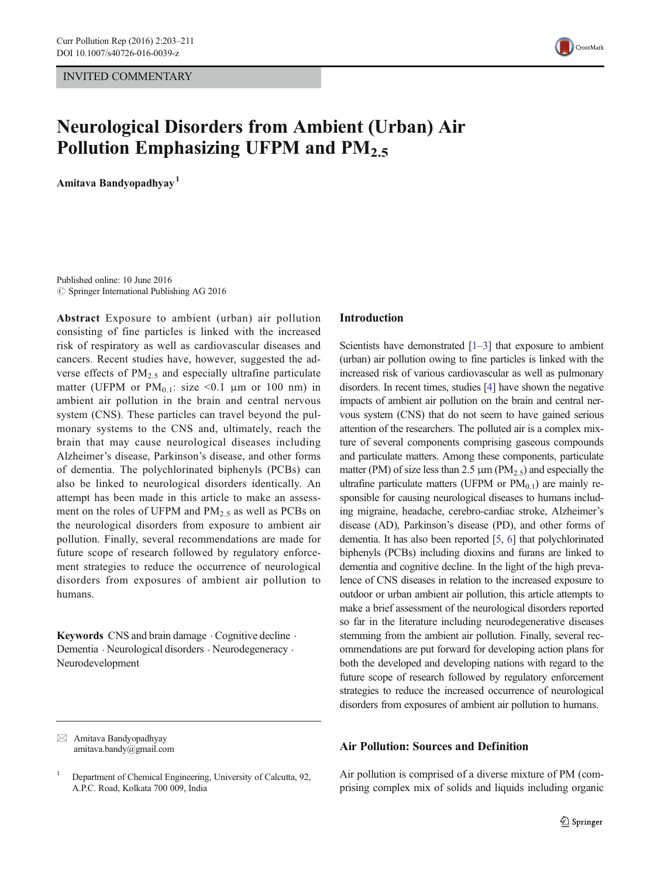INVITED COMMENTARY

# Neurological Disorders from Ambient (Urban) Air Pollution Emphasizing UFPM and $PM_{2.5}$

**Amitava Bandyopadhyay**[1]

Published online: 10 June 2016
© Springer International Publishing AG 2016

**Abstract** Exposure to ambient (urban) air pollution consisting of fine particles is linked with the increased risk of respiratory as well as cardiovascular diseases and cancers. Recent studies have, however, suggested the adverse effects of $PM_{2.5}$ and especially ultrafine particulate matter (UFPM or $PM_{0.1}$: size <0.1 μm or 100 nm) in ambient air pollution in the brain and central nervous system (CNS). These particles can travel beyond the pulmonary systems to the CNS and, ultimately, reach the brain that may cause neurological diseases including Alzheimer's disease, Parkinson's disease, and other forms of dementia. The polychlorinated biphenyls (PCBs) can also be linked to neurological disorders identically. An attempt has been made in this article to make an assessment on the roles of UFPM and $PM_{2.5}$ as well as PCBs on the neurological disorders from exposure to ambient air pollution. Finally, several recommendations are made for future scope of research followed by regulatory enforcement strategies to reduce the occurrence of neurological disorders from exposures of ambient air pollution to humans.

**Keywords** CNS and brain damage · Cognitive decline · Dementia · Neurological disorders · Neurodegeneracy · Neurodevelopment

✉ Amitava Bandyopadhyay
amitava.bandy@gmail.com

[1] Department of Chemical Engineering, University of Calcutta, 92, A.P.C. Road, Kolkata 700 009, India

## Introduction

Scientists have demonstrated [1–3] that exposure to ambient (urban) air pollution owing to fine particles is linked with the increased risk of various cardiovascular as well as pulmonary disorders. In recent times, studies [4] have shown the negative impacts of ambient air pollution on the brain and central nervous system (CNS) that do not seem to have gained serious attention of the researchers. The polluted air is a complex mixture of several components comprising gaseous compounds and particulate matters. Among these components, particulate matter (PM) of size less than 2.5 μm ($PM_{2.5}$) and especially the ultrafine particulate matters (UFPM or $PM_{0.1}$) are mainly responsible for causing neurological diseases to humans including migraine, headache, cerebro-cardiac stroke, Alzheimer's disease (AD), Parkinson's disease (PD), and other forms of dementia. It has also been reported [5, 6] that polychlorinated biphenyls (PCBs) including dioxins and furans are linked to dementia and cognitive decline. In the light of the high prevalence of CNS diseases in relation to the increased exposure to outdoor or urban ambient air pollution, this article attempts to make a brief assessment of the neurological disorders reported so far in the literature including neurodegenerative diseases stemming from the ambient air pollution. Finally, several recommendations are put forward for developing action plans for both the developed and developing nations with regard to the future scope of research followed by regulatory enforcement strategies to reduce the increased occurrence of neurological disorders from exposures of ambient air pollution to humans.

## Air Pollution: Sources and Definition

Air pollution is comprised of a diverse mixture of PM (comprising complex mix of solids and liquids including organic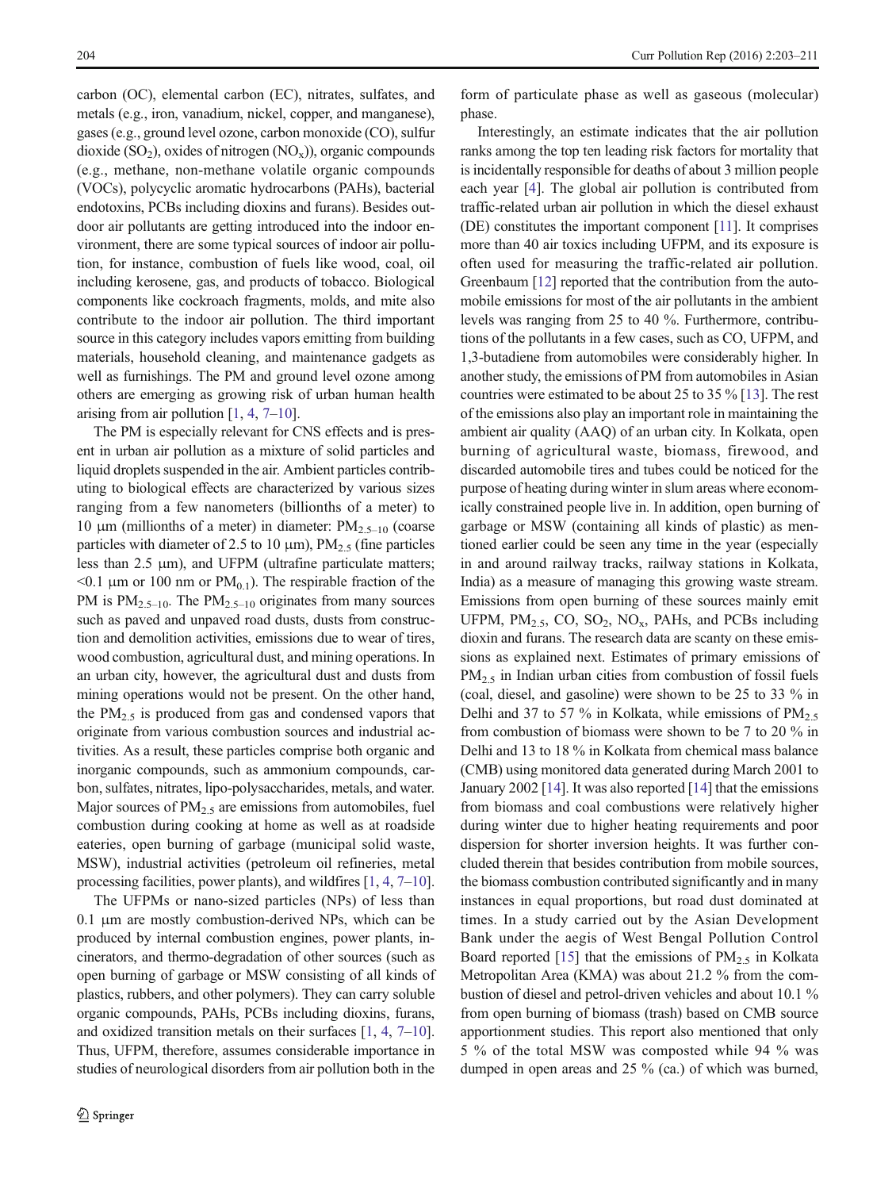carbon (OC), elemental carbon (EC), nitrates, sulfates, and metals (e.g., iron, vanadium, nickel, copper, and manganese), gases (e.g., ground level ozone, carbon monoxide (CO), sulfur dioxide ($SO_2$), oxides of nitrogen ($NO_x$)), organic compounds (e.g., methane, non-methane volatile organic compounds (VOCs), polycyclic aromatic hydrocarbons (PAHs), bacterial endotoxins, PCBs including dioxins and furans). Besides outdoor air pollutants are getting introduced into the indoor environment, there are some typical sources of indoor air pollution, for instance, combustion of fuels like wood, coal, oil including kerosene, gas, and products of tobacco. Biological components like cockroach fragments, molds, and mite also contribute to the indoor air pollution. The third important source in this category includes vapors emitting from building materials, household cleaning, and maintenance gadgets as well as furnishings. The PM and ground level ozone among others are emerging as growing risk of urban human health arising from air pollution [1, 4, 7–10].

The PM is especially relevant for CNS effects and is present in urban air pollution as a mixture of solid particles and liquid droplets suspended in the air. Ambient particles contributing to biological effects are characterized by various sizes ranging from a few nanometers (billionths of a meter) to 10 μm (millionths of a meter) in diameter: $PM_{2.5–10}$ (coarse particles with diameter of 2.5 to 10 μm), $PM_{2.5}$ (fine particles less than 2.5 μm), and UFPM (ultrafine particulate matters; <0.1 μm or 100 nm or $PM_{0.1}$). The respirable fraction of the PM is $PM_{2.5–10}$. The $PM_{2.5–10}$ originates from many sources such as paved and unpaved road dusts, dusts from construction and demolition activities, emissions due to wear of tires, wood combustion, agricultural dust, and mining operations. In an urban city, however, the agricultural dust and dusts from mining operations would not be present. On the other hand, the $PM_{2.5}$ is produced from gas and condensed vapors that originate from various combustion sources and industrial activities. As a result, these particles comprise both organic and inorganic compounds, such as ammonium compounds, carbon, sulfates, nitrates, lipo-polysaccharides, metals, and water. Major sources of $PM_{2.5}$ are emissions from automobiles, fuel combustion during cooking at home as well as at roadside eateries, open burning of garbage (municipal solid waste, MSW), industrial activities (petroleum oil refineries, metal processing facilities, power plants), and wildfires [1, 4, 7–10].

The UFPMs or nano-sized particles (NPs) of less than 0.1 μm are mostly combustion-derived NPs, which can be produced by internal combustion engines, power plants, incinerators, and thermo-degradation of other sources (such as open burning of garbage or MSW consisting of all kinds of plastics, rubbers, and other polymers). They can carry soluble organic compounds, PAHs, PCBs including dioxins, furans, and oxidized transition metals on their surfaces [1, 4, 7–10]. Thus, UFPM, therefore, assumes considerable importance in studies of neurological disorders from air pollution both in the form of particulate phase as well as gaseous (molecular) phase.

Interestingly, an estimate indicates that the air pollution ranks among the top ten leading risk factors for mortality that is incidentally responsible for deaths of about 3 million people each year [4]. The global air pollution is contributed from traffic-related urban air pollution in which the diesel exhaust (DE) constitutes the important component [11]. It comprises more than 40 air toxics including UFPM, and its exposure is often used for measuring the traffic-related air pollution. Greenbaum [12] reported that the contribution from the automobile emissions for most of the air pollutants in the ambient levels was ranging from 25 to 40 %. Furthermore, contributions of the pollutants in a few cases, such as CO, UFPM, and 1,3-butadiene from automobiles were considerably higher. In another study, the emissions of PM from automobiles in Asian countries were estimated to be about 25 to 35 % [13]. The rest of the emissions also play an important role in maintaining the ambient air quality (AAQ) of an urban city. In Kolkata, open burning of agricultural waste, biomass, firewood, and discarded automobile tires and tubes could be noticed for the purpose of heating during winter in slum areas where economically constrained people live in. In addition, open burning of garbage or MSW (containing all kinds of plastic) as mentioned earlier could be seen any time in the year (especially in and around railway tracks, railway stations in Kolkata, India) as a measure of managing this growing waste stream. Emissions from open burning of these sources mainly emit UFPM, $PM_{2.5}$, CO, $SO_2$, $NO_x$, PAHs, and PCBs including dioxin and furans. The research data are scanty on these emissions as explained next. Estimates of primary emissions of $PM_{2.5}$ in Indian urban cities from combustion of fossil fuels (coal, diesel, and gasoline) were shown to be 25 to 33 % in Delhi and 37 to 57 % in Kolkata, while emissions of $PM_{2.5}$ from combustion of biomass were shown to be 7 to 20 % in Delhi and 13 to 18 % in Kolkata from chemical mass balance (CMB) using monitored data generated during March 2001 to January 2002 [14]. It was also reported [14] that the emissions from biomass and coal combustions were relatively higher during winter due to higher heating requirements and poor dispersion for shorter inversion heights. It was further concluded therein that besides contribution from mobile sources, the biomass combustion contributed significantly and in many instances in equal proportions, but road dust dominated at times. In a study carried out by the Asian Development Bank under the aegis of West Bengal Pollution Control Board reported [15] that the emissions of $PM_{2.5}$ in Kolkata Metropolitan Area (KMA) was about 21.2 % from the combustion of diesel and petrol-driven vehicles and about 10.1 % from open burning of biomass (trash) based on CMB source apportionment studies. This report also mentioned that only 5 % of the total MSW was composted while 94 % was dumped in open areas and 25 % (ca.) of which was burned,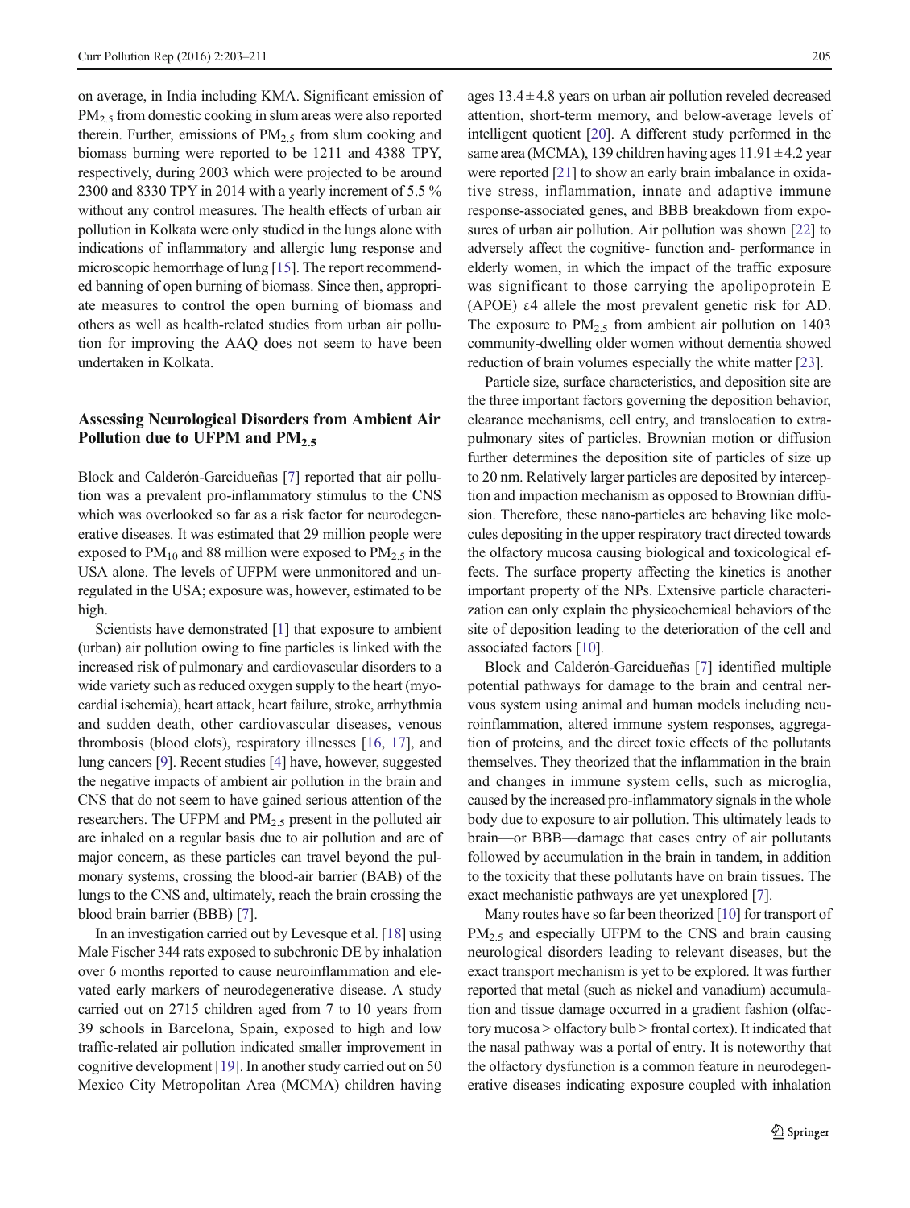on average, in India including KMA. Significant emission of $PM_{2.5}$ from domestic cooking in slum areas were also reported therein. Further, emissions of $PM_{2.5}$ from slum cooking and biomass burning were reported to be 1211 and 4388 TPY, respectively, during 2003 which were projected to be around 2300 and 8330 TPY in 2014 with a yearly increment of 5.5 % without any control measures. The health effects of urban air pollution in Kolkata were only studied in the lungs alone with indications of inflammatory and allergic lung response and microscopic hemorrhage of lung [15]. The report recommended banning of open burning of biomass. Since then, appropriate measures to control the open burning of biomass and others as well as health-related studies from urban air pollution for improving the AAQ does not seem to have been undertaken in Kolkata.

## Assessing Neurological Disorders from Ambient Air Pollution due to UFPM and $PM_{2.5}$

Block and Calderón-Garcidueñas [7] reported that air pollution was a prevalent pro-inflammatory stimulus to the CNS which was overlooked so far as a risk factor for neurodegenerative diseases. It was estimated that 29 million people were exposed to $PM_{10}$ and 88 million were exposed to $PM_{2.5}$ in the USA alone. The levels of UFPM were unmonitored and unregulated in the USA; exposure was, however, estimated to be high.

Scientists have demonstrated [1] that exposure to ambient (urban) air pollution owing to fine particles is linked with the increased risk of pulmonary and cardiovascular disorders to a wide variety such as reduced oxygen supply to the heart (myocardial ischemia), heart attack, heart failure, stroke, arrhythmia and sudden death, other cardiovascular diseases, venous thrombosis (blood clots), respiratory illnesses [16, 17], and lung cancers [9]. Recent studies [4] have, however, suggested the negative impacts of ambient air pollution in the brain and CNS that do not seem to have gained serious attention of the researchers. The UFPM and $PM_{2.5}$ present in the polluted air are inhaled on a regular basis due to air pollution and are of major concern, as these particles can travel beyond the pulmonary systems, crossing the blood-air barrier (BAB) of the lungs to the CNS and, ultimately, reach the brain crossing the blood brain barrier (BBB) [7].

In an investigation carried out by Levesque et al. [18] using Male Fischer 344 rats exposed to subchronic DE by inhalation over 6 months reported to cause neuroinflammation and elevated early markers of neurodegenerative disease. A study carried out on 2715 children aged from 7 to 10 years from 39 schools in Barcelona, Spain, exposed to high and low traffic-related air pollution indicated smaller improvement in cognitive development [19]. In another study carried out on 50 Mexico City Metropolitan Area (MCMA) children having ages $13.4 \pm 4.8$ years on urban air pollution reveled decreased attention, short-term memory, and below-average levels of intelligent quotient [20]. A different study performed in the same area (MCMA), 139 children having ages $11.91 \pm 4.2$ year were reported [21] to show an early brain imbalance in oxidative stress, inflammation, innate and adaptive immune response-associated genes, and BBB breakdown from exposures of urban air pollution. Air pollution was shown [22] to adversely affect the cognitive- function and- performance in elderly women, in which the impact of the traffic exposure was significant to those carrying the apolipoprotein E (APOE) $\varepsilon 4$ allele the most prevalent genetic risk for AD. The exposure to $PM_{2.5}$ from ambient air pollution on 1403 community-dwelling older women without dementia showed reduction of brain volumes especially the white matter [23].

Particle size, surface characteristics, and deposition site are the three important factors governing the deposition behavior, clearance mechanisms, cell entry, and translocation to extrapulmonary sites of particles. Brownian motion or diffusion further determines the deposition site of particles of size up to 20 nm. Relatively larger particles are deposited by interception and impaction mechanism as opposed to Brownian diffusion. Therefore, these nano-particles are behaving like molecules depositing in the upper respiratory tract directed towards the olfactory mucosa causing biological and toxicological effects. The surface property affecting the kinetics is another important property of the NPs. Extensive particle characterization can only explain the physicochemical behaviors of the site of deposition leading to the deterioration of the cell and associated factors [10].

Block and Calderón-Garcidueñas [7] identified multiple potential pathways for damage to the brain and central nervous system using animal and human models including neuroinflammation, altered immune system responses, aggregation of proteins, and the direct toxic effects of the pollutants themselves. They theorized that the inflammation in the brain and changes in immune system cells, such as microglia, caused by the increased pro-inflammatory signals in the whole body due to exposure to air pollution. This ultimately leads to brain—or BBB—damage that eases entry of air pollutants followed by accumulation in the brain in tandem, in addition to the toxicity that these pollutants have on brain tissues. The exact mechanistic pathways are yet unexplored [7].

Many routes have so far been theorized [10] for transport of $PM_{2.5}$ and especially UFPM to the CNS and brain causing neurological disorders leading to relevant diseases, but the exact transport mechanism is yet to be explored. It was further reported that metal (such as nickel and vanadium) accumulation and tissue damage occurred in a gradient fashion (olfactory mucosa > olfactory bulb > frontal cortex). It indicated that the nasal pathway was a portal of entry. It is noteworthy that the olfactory dysfunction is a common feature in neurodegenerative diseases indicating exposure coupled with inhalation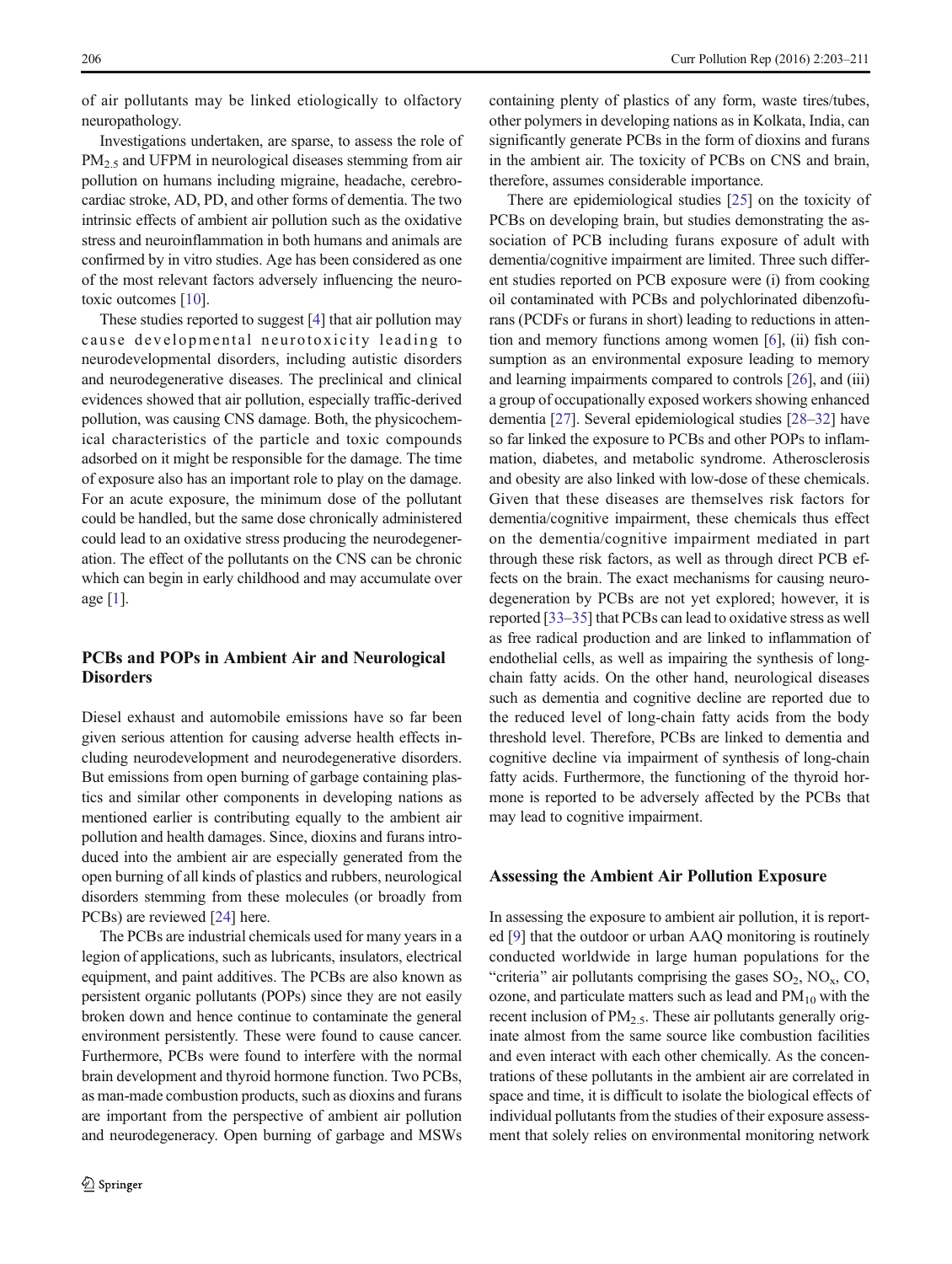of air pollutants may be linked etiologically to olfactory neuropathology.

Investigations undertaken, are sparse, to assess the role of $PM_{2.5}$ and UFPM in neurological diseases stemming from air pollution on humans including migraine, headache, cerebrocardiac stroke, AD, PD, and other forms of dementia. The two intrinsic effects of ambient air pollution such as the oxidative stress and neuroinflammation in both humans and animals are confirmed by in vitro studies. Age has been considered as one of the most relevant factors adversely influencing the neurotoxic outcomes [10].

These studies reported to suggest [4] that air pollution may cause developmental neurotoxicity leading to neurodevelopmental disorders, including autistic disorders and neurodegenerative diseases. The preclinical and clinical evidences showed that air pollution, especially traffic-derived pollution, was causing CNS damage. Both, the physicochemical characteristics of the particle and toxic compounds adsorbed on it might be responsible for the damage. The time of exposure also has an important role to play on the damage. For an acute exposure, the minimum dose of the pollutant could be handled, but the same dose chronically administered could lead to an oxidative stress producing the neurodegeneration. The effect of the pollutants on the CNS can be chronic which can begin in early childhood and may accumulate over age [1].

## PCBs and POPs in Ambient Air and Neurological Disorders

Diesel exhaust and automobile emissions have so far been given serious attention for causing adverse health effects including neurodevelopment and neurodegenerative disorders. But emissions from open burning of garbage containing plastics and similar other components in developing nations as mentioned earlier is contributing equally to the ambient air pollution and health damages. Since, dioxins and furans introduced into the ambient air are especially generated from the open burning of all kinds of plastics and rubbers, neurological disorders stemming from these molecules (or broadly from PCBs) are reviewed [24] here.

The PCBs are industrial chemicals used for many years in a legion of applications, such as lubricants, insulators, electrical equipment, and paint additives. The PCBs are also known as persistent organic pollutants (POPs) since they are not easily broken down and hence continue to contaminate the general environment persistently. These were found to cause cancer. Furthermore, PCBs were found to interfere with the normal brain development and thyroid hormone function. Two PCBs, as man-made combustion products, such as dioxins and furans are important from the perspective of ambient air pollution and neurodegeneracy. Open burning of garbage and MSWs containing plenty of plastics of any form, waste tires/tubes, other polymers in developing nations as in Kolkata, India, can significantly generate PCBs in the form of dioxins and furans in the ambient air. The toxicity of PCBs on CNS and brain, therefore, assumes considerable importance.

There are epidemiological studies [25] on the toxicity of PCBs on developing brain, but studies demonstrating the association of PCB including furans exposure of adult with dementia/cognitive impairment are limited. Three such different studies reported on PCB exposure were (i) from cooking oil contaminated with PCBs and polychlorinated dibenzofurans (PCDFs or furans in short) leading to reductions in attention and memory functions among women [6], (ii) fish consumption as an environmental exposure leading to memory and learning impairments compared to controls [26], and (iii) a group of occupationally exposed workers showing enhanced dementia [27]. Several epidemiological studies [28–32] have so far linked the exposure to PCBs and other POPs to inflammation, diabetes, and metabolic syndrome. Atherosclerosis and obesity are also linked with low-dose of these chemicals. Given that these diseases are themselves risk factors for dementia/cognitive impairment, these chemicals thus effect on the dementia/cognitive impairment mediated in part through these risk factors, as well as through direct PCB effects on the brain. The exact mechanisms for causing neurodegeneration by PCBs are not yet explored; however, it is reported [33–35] that PCBs can lead to oxidative stress as well as free radical production and are linked to inflammation of endothelial cells, as well as impairing the synthesis of long-chain fatty acids. On the other hand, neurological diseases such as dementia and cognitive decline are reported due to the reduced level of long-chain fatty acids from the body threshold level. Therefore, PCBs are linked to dementia and cognitive decline via impairment of synthesis of long-chain fatty acids. Furthermore, the functioning of the thyroid hormone is reported to be adversely affected by the PCBs that may lead to cognitive impairment.

## Assessing the Ambient Air Pollution Exposure

In assessing the exposure to ambient air pollution, it is reported [9] that the outdoor or urban AAQ monitoring is routinely conducted worldwide in large human populations for the "criteria" air pollutants comprising the gases $SO_2$, $NO_x$, CO, ozone, and particulate matters such as lead and $PM_{10}$ with the recent inclusion of $PM_{2.5}$. These air pollutants generally originate almost from the same source like combustion facilities and even interact with each other chemically. As the concentrations of these pollutants in the ambient air are correlated in space and time, it is difficult to isolate the biological effects of individual pollutants from the studies of their exposure assessment that solely relies on environmental monitoring network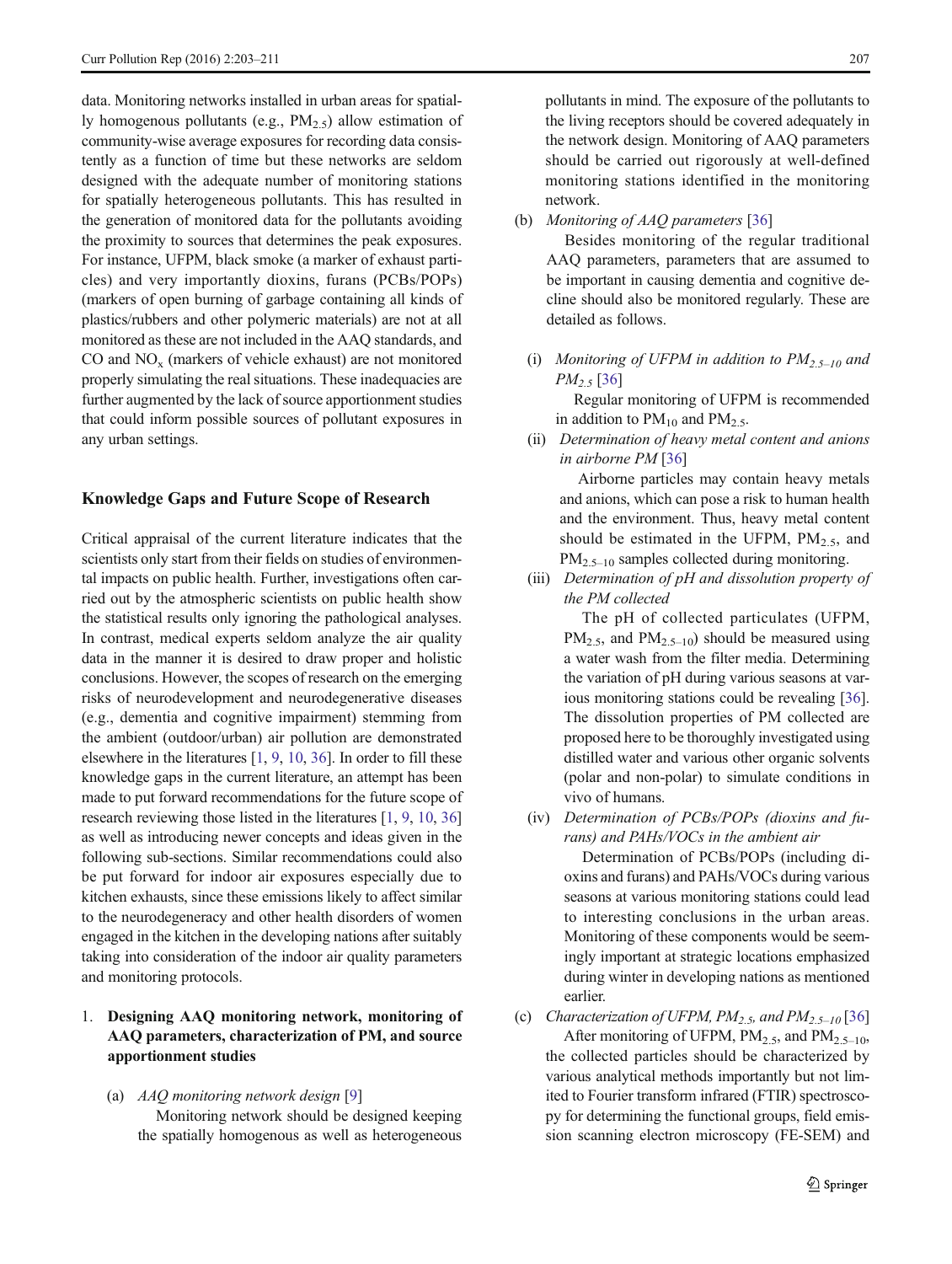data. Monitoring networks installed in urban areas for spatially homogenous pollutants (e.g., $PM_{2.5}$) allow estimation of community-wise average exposures for recording data consistently as a function of time but these networks are seldom designed with the adequate number of monitoring stations for spatially heterogeneous pollutants. This has resulted in the generation of monitored data for the pollutants avoiding the proximity to sources that determines the peak exposures. For instance, UFPM, black smoke (a marker of exhaust particles) and very importantly dioxins, furans (PCBs/POPs) (markers of open burning of garbage containing all kinds of plastics/rubbers and other polymeric materials) are not at all monitored as these are not included in the AAQ standards, and CO and $NO_x$ (markers of vehicle exhaust) are not monitored properly simulating the real situations. These inadequacies are further augmented by the lack of source apportionment studies that could inform possible sources of pollutant exposures in any urban settings.

## Knowledge Gaps and Future Scope of Research

Critical appraisal of the current literature indicates that the scientists only start from their fields on studies of environmental impacts on public health. Further, investigations often carried out by the atmospheric scientists on public health show the statistical results only ignoring the pathological analyses. In contrast, medical experts seldom analyze the air quality data in the manner it is desired to draw proper and holistic conclusions. However, the scopes of research on the emerging risks of neurodevelopment and neurodegenerative diseases (e.g., dementia and cognitive impairment) stemming from the ambient (outdoor/urban) air pollution are demonstrated elsewhere in the literatures [1, 9, 10, 36]. In order to fill these knowledge gaps in the current literature, an attempt has been made to put forward recommendations for the future scope of research reviewing those listed in the literatures [1, 9, 10, 36] as well as introducing newer concepts and ideas given in the following sub-sections. Similar recommendations could also be put forward for indoor air exposures especially due to kitchen exhausts, since these emissions likely to affect similar to the neurodegeneracy and other health disorders of women engaged in the kitchen in the developing nations after suitably taking into consideration of the indoor air quality parameters and monitoring protocols.

1. **Designing AAQ monitoring network, monitoring of AAQ parameters, characterization of PM, and source apportionment studies**

   (a) *AAQ monitoring network design* [9]

   Monitoring network should be designed keeping the spatially homogenous as well as heterogeneous pollutants in mind. The exposure of the pollutants to the living receptors should be covered adequately in the network design. Monitoring of AAQ parameters should be carried out rigorously at well-defined monitoring stations identified in the monitoring network.

   (b) *Monitoring of AAQ parameters* [36]

   Besides monitoring of the regular traditional AAQ parameters, parameters that are assumed to be important in causing dementia and cognitive decline should also be monitored regularly. These are detailed as follows.

   (i) *Monitoring of UFPM in addition to $PM_{2.5–10}$ and $PM_{2.5}$* [36]

   Regular monitoring of UFPM is recommended in addition to $PM_{10}$ and $PM_{2.5}$.

   (ii) *Determination of heavy metal content and anions in airborne PM* [36]

   Airborne particles may contain heavy metals and anions, which can pose a risk to human health and the environment. Thus, heavy metal content should be estimated in the UFPM, $PM_{2.5}$, and $PM_{2.5–10}$ samples collected during monitoring.

   (iii) *Determination of pH and dissolution property of the PM collected*

   The pH of collected particulates (UFPM, $PM_{2.5}$, and $PM_{2.5–10}$) should be measured using a water wash from the filter media. Determining the variation of pH during various seasons at various monitoring stations could be revealing [36]. The dissolution properties of PM collected are proposed here to be thoroughly investigated using distilled water and various other organic solvents (polar and non-polar) to simulate conditions in vivo of humans.

   (iv) *Determination of PCBs/POPs (dioxins and furans) and PAHs/VOCs in the ambient air*

   Determination of PCBs/POPs (including dioxins and furans) and PAHs/VOCs during various seasons at various monitoring stations could lead to interesting conclusions in the urban areas. Monitoring of these components would be seemingly important at strategic locations emphasized during winter in developing nations as mentioned earlier.

   (c) *Characterization of UFPM, $PM_{2.5}$, and $PM_{2.5–10}$* [36]

   After monitoring of UFPM, $PM_{2.5}$, and $PM_{2.5–10}$, the collected particles should be characterized by various analytical methods importantly but not limited to Fourier transform infrared (FTIR) spectroscopy for determining the functional groups, field emission scanning electron microscopy (FE-SEM) and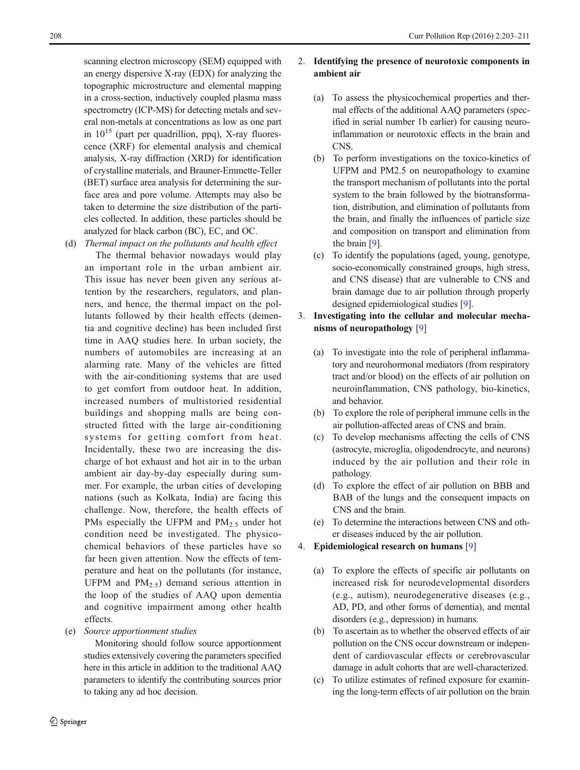scanning electron microscopy (SEM) equipped with an energy dispersive X-ray (EDX) for analyzing the topographic microstructure and elemental mapping in a cross-section, inductively coupled plasma mass spectrometry (ICP-MS) for detecting metals and several non-metals at concentrations as low as one part in $10^{15}$ (part per quadrillion, ppq), X-ray fluorescence (XRF) for elemental analysis and chemical analysis, X-ray diffraction (XRD) for identification of crystalline materials, and Brauner-Emmette-Teller (BET) surface area analysis for determining the surface area and pore volume. Attempts may also be taken to determine the size distribution of the particles collected. In addition, these particles should be analyzed for black carbon (BC), EC, and OC.

(d) *Thermal impact on the pollutants and health effect*

The thermal behavior nowadays would play an important role in the urban ambient air. This issue has never been given any serious attention by the researchers, regulators, and planners, and hence, the thermal impact on the pollutants followed by their health effects (dementia and cognitive decline) has been included first time in AAQ studies here. In urban society, the numbers of automobiles are increasing at an alarming rate. Many of the vehicles are fitted with the air-conditioning systems that are used to get comfort from outdoor heat. In addition, increased numbers of multistoried residential buildings and shopping malls are being constructed fitted with the large air-conditioning systems for getting comfort from heat. Incidentally, these two are increasing the discharge of hot exhaust and hot air in to the urban ambient air day-by-day especially during summer. For example, the urban cities of developing nations (such as Kolkata, India) are facing this challenge. Now, therefore, the health effects of PMs especially the UFPM and $PM_{2.5}$ under hot condition need be investigated. The physicochemical behaviors of these particles have so far been given attention. Now the effects of temperature and heat on the pollutants (for instance, UFPM and $PM_{2.5}$) demand serious attention in the loop of the studies of AAQ upon dementia and cognitive impairment among other health effects.

(e) *Source apportionment studies*

Monitoring should follow source apportionment studies extensively covering the parameters specified here in this article in addition to the traditional AAQ parameters to identify the contributing sources prior to taking any ad hoc decision.

2. **Identifying the presence of neurotoxic components in ambient air**

   (a) To assess the physicochemical properties and thermal effects of the additional AAQ parameters (specified in serial number 1b earlier) for causing neuroinflammation or neurotoxic effects in the brain and CNS.
   (b) To perform investigations on the toxico-kinetics of UFPM and PM2.5 on neuropathology to examine the transport mechanism of pollutants into the portal system to the brain followed by the biotransformation, distribution, and elimination of pollutants from the brain, and finally the influences of particle size and composition on transport and elimination from the brain [9].
   (c) To identify the populations (aged, young, genotype, socio-economically constrained groups, high stress, and CNS disease) that are vulnerable to CNS and brain damage due to air pollution through properly designed epidemiological studies [9].

3. **Investigating into the cellular and molecular mechanisms of neuropathology** [9]

   (a) To investigate into the role of peripheral inflammatory and neurohormonal mediators (from respiratory tract and/or blood) on the effects of air pollution on neuroinflammation, CNS pathology, bio-kinetics, and behavior.
   (b) To explore the role of peripheral immune cells in the air pollution-affected areas of CNS and brain.
   (c) To develop mechanisms affecting the cells of CNS (astrocyte, microglia, oligodendrocyte, and neurons) induced by the air pollution and their role in pathology.
   (d) To explore the effect of air pollution on BBB and BAB of the lungs and the consequent impacts on CNS and the brain.
   (e) To determine the interactions between CNS and other diseases induced by the air pollution.

4. **Epidemiological research on humans** [9]

   (a) To explore the effects of specific air pollutants on increased risk for neurodevelopmental disorders (e.g., autism), neurodegenerative diseases (e.g., AD, PD, and other forms of dementia), and mental disorders (e.g., depression) in humans.
   (b) To ascertain as to whether the observed effects of air pollution on the CNS occur downstream or independent of cardiovascular effects or cerebrovascular damage in adult cohorts that are well-characterized.
   (c) To utilize estimates of refined exposure for examining the long-term effects of air pollution on the brain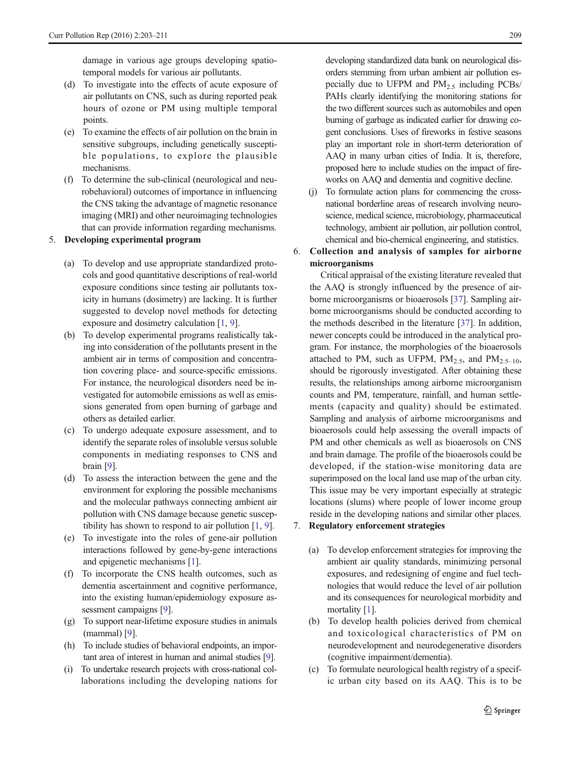damage in various age groups developing spatio-temporal models for various air pollutants.

(d) To investigate into the effects of acute exposure of air pollutants on CNS, such as during reported peak hours of ozone or PM using multiple temporal points.

(e) To examine the effects of air pollution on the brain in sensitive subgroups, including genetically susceptible populations, to explore the plausible mechanisms.

(f) To determine the sub-clinical (neurological and neurobehavioral) outcomes of importance in influencing the CNS taking the advantage of magnetic resonance imaging (MRI) and other neuroimaging technologies that can provide information regarding mechanisms.

5. **Developing experimental program**

(a) To develop and use appropriate standardized protocols and good quantitative descriptions of real-world exposure conditions since testing air pollutants toxicity in humans (dosimetry) are lacking. It is further suggested to develop novel methods for detecting exposure and dosimetry calculation [1, 9].

(b) To develop experimental programs realistically taking into consideration of the pollutants present in the ambient air in terms of composition and concentration covering place- and source-specific emissions. For instance, the neurological disorders need be investigated for automobile emissions as well as emissions generated from open burning of garbage and others as detailed earlier.

(c) To undergo adequate exposure assessment, and to identify the separate roles of insoluble versus soluble components in mediating responses to CNS and brain [9].

(d) To assess the interaction between the gene and the environment for exploring the possible mechanisms and the molecular pathways connecting ambient air pollution with CNS damage because genetic susceptibility has shown to respond to air pollution [1, 9].

(e) To investigate into the roles of gene-air pollution interactions followed by gene-by-gene interactions and epigenetic mechanisms [1].

(f) To incorporate the CNS health outcomes, such as dementia ascertainment and cognitive performance, into the existing human/epidemiology exposure assessment campaigns [9].

(g) To support near-lifetime exposure studies in animals (mammal) [9].

(h) To include studies of behavioral endpoints, an important area of interest in human and animal studies [9].

(i) To undertake research projects with cross-national collaborations including the developing nations for developing standardized data bank on neurological disorders stemming from urban ambient air pollution especially due to UFPM and $PM_{2.5}$ including PCBs/PAHs clearly identifying the monitoring stations for the two different sources such as automobiles and open burning of garbage as indicated earlier for drawing cogent conclusions. Uses of fireworks in festive seasons play an important role in short-term deterioration of AAQ in many urban cities of India. It is, therefore, proposed here to include studies on the impact of fireworks on AAQ and dementia and cognitive decline.

(j) To formulate action plans for commencing the cross-national borderline areas of research involving neuroscience, medical science, microbiology, pharmaceutical technology, ambient air pollution, air pollution control, chemical and bio-chemical engineering, and statistics.

6. **Collection and analysis of samples for airborne microorganisms**

Critical appraisal of the existing literature revealed that the AAQ is strongly influenced by the presence of airborne microorganisms or bioaerosols [37]. Sampling airborne microorganisms should be conducted according to the methods described in the literature [37]. In addition, newer concepts could be introduced in the analytical program. For instance, the morphologies of the bioaerosols attached to PM, such as UFPM, $PM_{2.5}$, and $PM_{2.5–10}$, should be rigorously investigated. After obtaining these results, the relationships among airborne microorganism counts and PM, temperature, rainfall, and human settlements (capacity and quality) should be estimated. Sampling and analysis of airborne microorganisms and bioaerosols could help assessing the overall impacts of PM and other chemicals as well as bioaerosols on CNS and brain damage. The profile of the bioaerosols could be developed, if the station-wise monitoring data are superimposed on the local land use map of the urban city. This issue may be very important especially at strategic locations (slums) where people of lower income group reside in the developing nations and similar other places.

7. **Regulatory enforcement strategies**

(a) To develop enforcement strategies for improving the ambient air quality standards, minimizing personal exposures, and redesigning of engine and fuel technologies that would reduce the level of air pollution and its consequences for neurological morbidity and mortality [1].

(b) To develop health policies derived from chemical and toxicological characteristics of PM on neurodevelopment and neurodegenerative disorders (cognitive impairment/dementia).

(c) To formulate neurological health registry of a specific urban city based on its AAQ. This is to be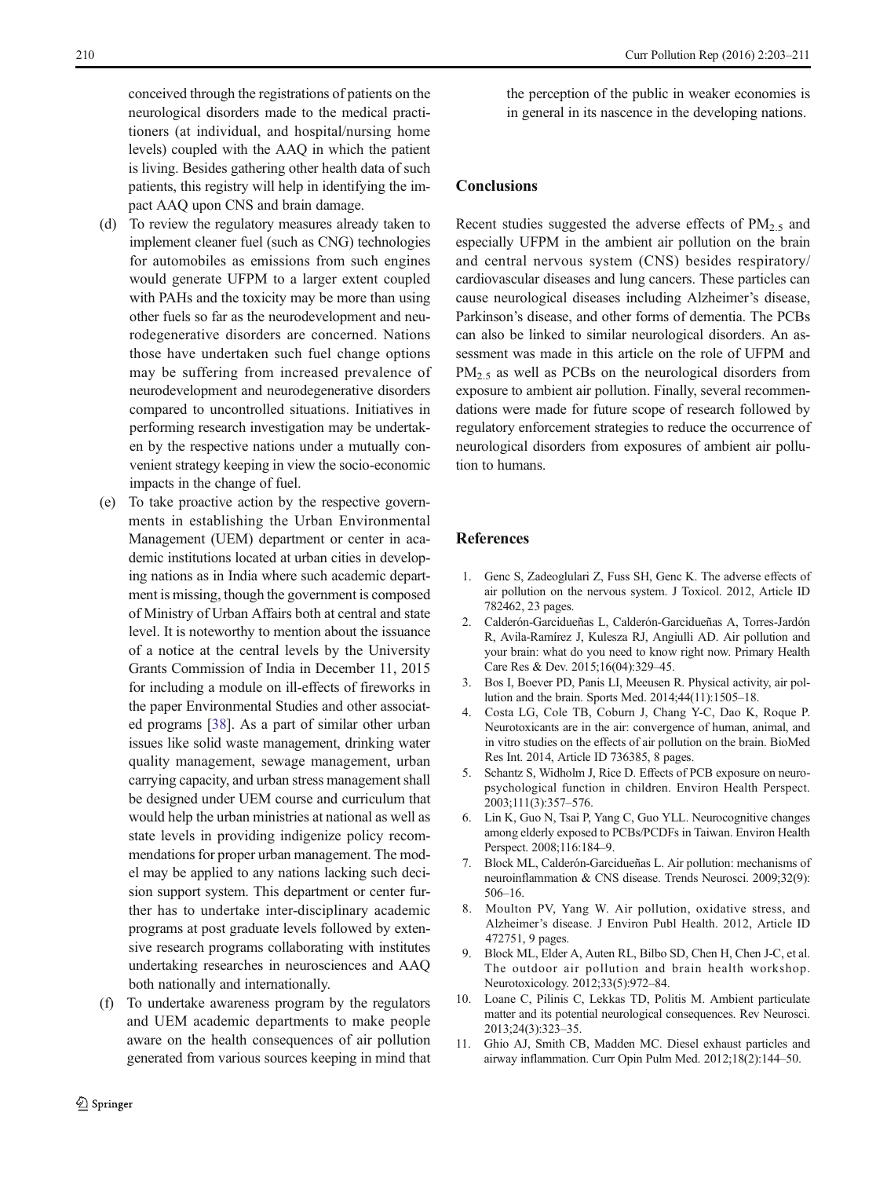conceived through the registrations of patients on the neurological disorders made to the medical practitioners (at individual, and hospital/nursing home levels) coupled with the AAQ in which the patient is living. Besides gathering other health data of such patients, this registry will help in identifying the impact AAQ upon CNS and brain damage.

(d) To review the regulatory measures already taken to implement cleaner fuel (such as CNG) technologies for automobiles as emissions from such engines would generate UFPM to a larger extent coupled with PAHs and the toxicity may be more than using other fuels so far as the neurodevelopment and neurodegenerative disorders are concerned. Nations those have undertaken such fuel change options may be suffering from increased prevalence of neurodevelopment and neurodegenerative disorders compared to uncontrolled situations. Initiatives in performing research investigation may be undertaken by the respective nations under a mutually convenient strategy keeping in view the socio-economic impacts in the change of fuel.

(e) To take proactive action by the respective governments in establishing the Urban Environmental Management (UEM) department or center in academic institutions located at urban cities in developing nations as in India where such academic department is missing, though the government is composed of Ministry of Urban Affairs both at central and state level. It is noteworthy to mention about the issuance of a notice at the central levels by the University Grants Commission of India in December 11, 2015 for including a module on ill-effects of fireworks in the paper Environmental Studies and other associated programs [38]. As a part of similar other urban issues like solid waste management, drinking water quality management, sewage management, urban carrying capacity, and urban stress management shall be designed under UEM course and curriculum that would help the urban ministries at national as well as state levels in providing indigenize policy recommendations for proper urban management. The model may be applied to any nations lacking such decision support system. This department or center further has to undertake inter-disciplinary academic programs at post graduate levels followed by extensive research programs collaborating with institutes undertaking researches in neurosciences and AAQ both nationally and internationally.

(f) To undertake awareness program by the regulators and UEM academic departments to make people aware on the health consequences of air pollution generated from various sources keeping in mind that the perception of the public in weaker economies is in general in its nascence in the developing nations.

## Conclusions

Recent studies suggested the adverse effects of $PM_{2.5}$ and especially UFPM in the ambient air pollution on the brain and central nervous system (CNS) besides respiratory/cardiovascular diseases and lung cancers. These particles can cause neurological diseases including Alzheimer's disease, Parkinson's disease, and other forms of dementia. The PCBs can also be linked to similar neurological disorders. An assessment was made in this article on the role of UFPM and $PM_{2.5}$ as well as PCBs on the neurological disorders from exposure to ambient air pollution. Finally, several recommendations were made for future scope of research followed by regulatory enforcement strategies to reduce the occurrence of neurological disorders from exposures of ambient air pollution to humans.

## References

1. Genc S, Zadeoglulari Z, Fuss SH, Genc K. The adverse effects of air pollution on the nervous system. J Toxicol. 2012, Article ID 782462, 23 pages.
2. Calderón-Garcidueñas L, Calderón-Garcidueñas A, Torres-Jardón R, Avila-Ramírez J, Kulesza RJ, Angiulli AD. Air pollution and your brain: what do you need to know right now. Primary Health Care Res & Dev. 2015;16(04):329–45.
3. Bos I, Boever PD, Panis LI, Meeusen R. Physical activity, air pollution and the brain. Sports Med. 2014;44(11):1505–18.
4. Costa LG, Cole TB, Coburn J, Chang Y-C, Dao K, Roque P. Neurotoxicants are in the air: convergence of human, animal, and in vitro studies on the effects of air pollution on the brain. BioMed Res Int. 2014, Article ID 736385, 8 pages.
5. Schantz S, Widholm J, Rice D. Effects of PCB exposure on neuropsychological function in children. Environ Health Perspect. 2003;111(3):357–576.
6. Lin K, Guo N, Tsai P, Yang C, Guo YLL. Neurocognitive changes among elderly exposed to PCBs/PCDFs in Taiwan. Environ Health Perspect. 2008;116:184–9.
7. Block ML, Calderón-Garcidueñas L. Air pollution: mechanisms of neuroinflammation & CNS disease. Trends Neurosci. 2009;32(9):506–16.
8. Moulton PV, Yang W. Air pollution, oxidative stress, and Alzheimer's disease. J Environ Publ Health. 2012, Article ID 472751, 9 pages.
9. Block ML, Elder A, Auten RL, Bilbo SD, Chen H, Chen J-C, et al. The outdoor air pollution and brain health workshop. Neurotoxicology. 2012;33(5):972–84.
10. Loane C, Pilinis C, Lekkas TD, Politis M. Ambient particulate matter and its potential neurological consequences. Rev Neurosci. 2013;24(3):323–35.
11. Ghio AJ, Smith CB, Madden MC. Diesel exhaust particles and airway inflammation. Curr Opin Pulm Med. 2012;18(2):144–50.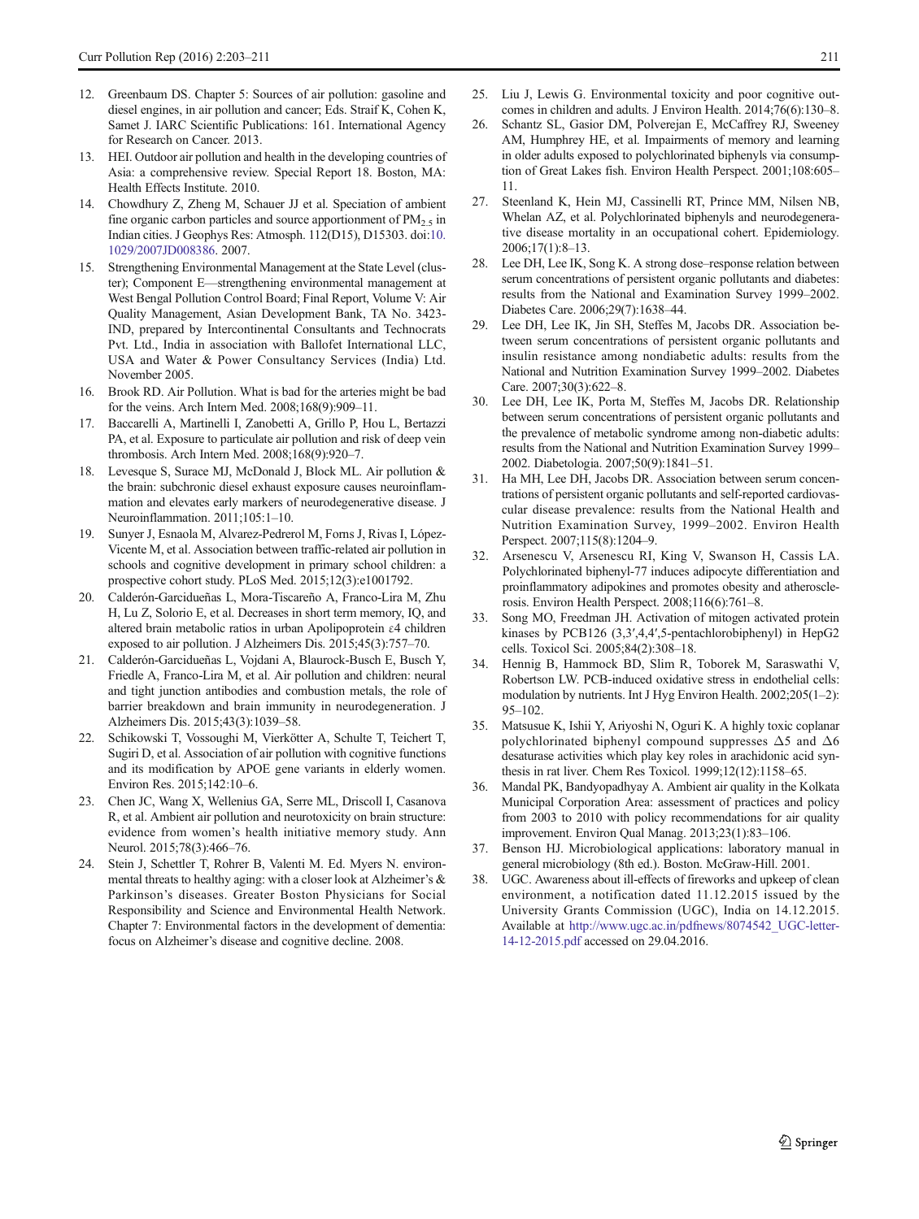12. Greenbaum DS. Chapter 5: Sources of air pollution: gasoline and diesel engines, in air pollution and cancer; Eds. Straif K, Cohen K, Samet J. IARC Scientific Publications: 161. International Agency for Research on Cancer. 2013.
13. HEI. Outdoor air pollution and health in the developing countries of Asia: a comprehensive review. Special Report 18. Boston, MA: Health Effects Institute. 2010.
14. Chowdhury Z, Zheng M, Schauer JJ et al. Speciation of ambient fine organic carbon particles and source apportionment of $PM_{2.5}$ in Indian cities. J Geophys Res: Atmosph. 112(D15), D15303. doi:10.1029/2007JD008386. 2007.
15. Strengthening Environmental Management at the State Level (cluster); Component E—strengthening environmental management at West Bengal Pollution Control Board; Final Report, Volume V: Air Quality Management, Asian Development Bank, TA No. 3423-IND, prepared by Intercontinental Consultants and Technocrats Pvt. Ltd., India in association with Ballofet International LLC, USA and Water & Power Consultancy Services (India) Ltd. November 2005.
16. Brook RD. Air Pollution. What is bad for the arteries might be bad for the veins. Arch Intern Med. 2008;168(9):909–11.
17. Baccarelli A, Martinelli I, Zanobetti A, Grillo P, Hou L, Bertazzi PA, et al. Exposure to particulate air pollution and risk of deep vein thrombosis. Arch Intern Med. 2008;168(9):920–7.
18. Levesque S, Surace MJ, McDonald J, Block ML. Air pollution & the brain: subchronic diesel exhaust exposure causes neuroinflammation and elevates early markers of neurodegenerative disease. J Neuroinflammation. 2011;105:1–10.
19. Sunyer J, Esnaola M, Alvarez-Pedrerol M, Forns J, Rivas I, López-Vicente M, et al. Association between traffic-related air pollution in schools and cognitive development in primary school children: a prospective cohort study. PLoS Med. 2015;12(3):e1001792.
20. Calderón-Garcidueñas L, Mora-Tiscareño A, Franco-Lira M, Zhu H, Lu Z, Solorio E, et al. Decreases in short term memory, IQ, and altered brain metabolic ratios in urban Apolipoprotein ε4 children exposed to air pollution. J Alzheimers Dis. 2015;45(3):757–70.
21. Calderón-Garcidueñas L, Vojdani A, Blaurock-Busch E, Busch Y, Friedle A, Franco-Lira M, et al. Air pollution and children: neural and tight junction antibodies and combustion metals, the role of barrier breakdown and brain immunity in neurodegeneration. J Alzheimers Dis. 2015;43(3):1039–58.
22. Schikowski T, Vossoughi M, Vierkötter A, Schulte T, Teichert T, Sugiri D, et al. Association of air pollution with cognitive functions and its modification by APOE gene variants in elderly women. Environ Res. 2015;142:10–6.
23. Chen JC, Wang X, Wellenius GA, Serre ML, Driscoll I, Casanova R, et al. Ambient air pollution and neurotoxicity on brain structure: evidence from women's health initiative memory study. Ann Neurol. 2015;78(3):466–76.
24. Stein J, Schettler T, Rohrer B, Valenti M. Ed. Myers N. environmental threats to healthy aging: with a closer look at Alzheimer's & Parkinson's diseases. Greater Boston Physicians for Social Responsibility and Science and Environmental Health Network. Chapter 7: Environmental factors in the development of dementia: focus on Alzheimer's disease and cognitive decline. 2008.
25. Liu J, Lewis G. Environmental toxicity and poor cognitive outcomes in children and adults. J Environ Health. 2014;76(6):130–8.
26. Schantz SL, Gasior DM, Polverejan E, McCaffrey RJ, Sweeney AM, Humphrey HE, et al. Impairments of memory and learning in older adults exposed to polychlorinated biphenyls via consumption of Great Lakes fish. Environ Health Perspect. 2001;108:605–11.
27. Steenland K, Hein MJ, Cassinelli RT, Prince MM, Nilsen NB, Whelan AZ, et al. Polychlorinated biphenyls and neurodegenerative disease mortality in an occupational cohert. Epidemiology. 2006;17(1):8–13.
28. Lee DH, Lee IK, Song K. A strong dose–response relation between serum concentrations of persistent organic pollutants and diabetes: results from the National and Examination Survey 1999–2002. Diabetes Care. 2006;29(7):1638–44.
29. Lee DH, Lee IK, Jin SH, Steffes M, Jacobs DR. Association between serum concentrations of persistent organic pollutants and insulin resistance among nondiabetic adults: results from the National and Nutrition Examination Survey 1999–2002. Diabetes Care. 2007;30(3):622–8.
30. Lee DH, Lee IK, Porta M, Steffes M, Jacobs DR. Relationship between serum concentrations of persistent organic pollutants and the prevalence of metabolic syndrome among non-diabetic adults: results from the National and Nutrition Examination Survey 1999–2002. Diabetologia. 2007;50(9):1841–51.
31. Ha MH, Lee DH, Jacobs DR. Association between serum concentrations of persistent organic pollutants and self-reported cardiovascular disease prevalence: results from the National Health and Nutrition Examination Survey, 1999–2002. Environ Health Perspect. 2007;115(8):1204–9.
32. Arsenescu V, Arsenescu RI, King V, Swanson H, Cassis LA. Polychlorinated biphenyl-77 induces adipocyte differentiation and proinflammatory adipokines and promotes obesity and atherosclerosis. Environ Health Perspect. 2008;116(6):761–8.
33. Song MO, Freedman JH. Activation of mitogen activated protein kinases by PCB126 (3,3′,4,4′,5-pentachlorobiphenyl) in HepG2 cells. Toxicol Sci. 2005;84(2):308–18.
34. Hennig B, Hammock BD, Slim R, Toborek M, Saraswathi V, Robertson LW. PCB-induced oxidative stress in endothelial cells: modulation by nutrients. Int J Hyg Environ Health. 2002;205(1–2):95–102.
35. Matsusue K, Ishii Y, Ariyoshi N, Oguri K. A highly toxic coplanar polychlorinated biphenyl compound suppresses Δ5 and Δ6 desaturase activities which play key roles in arachidonic acid synthesis in rat liver. Chem Res Toxicol. 1999;12(12):1158–65.
36. Mandal PK, Bandyopadhyay A. Ambient air quality in the Kolkata Municipal Corporation Area: assessment of practices and policy from 2003 to 2010 with policy recommendations for air quality improvement. Environ Qual Manag. 2013;23(1):83–106.
37. Benson HJ. Microbiological applications: laboratory manual in general microbiology (8th ed.). Boston. McGraw-Hill. 2001.
38. UGC. Awareness about ill-effects of fireworks and upkeep of clean environment, a notification dated 11.12.2015 issued by the University Grants Commission (UGC), India on 14.12.2015. Available at http://www.ugc.ac.in/pdfnews/8074542_UGC-letter-14-12-2015.pdf accessed on 29.04.2016.